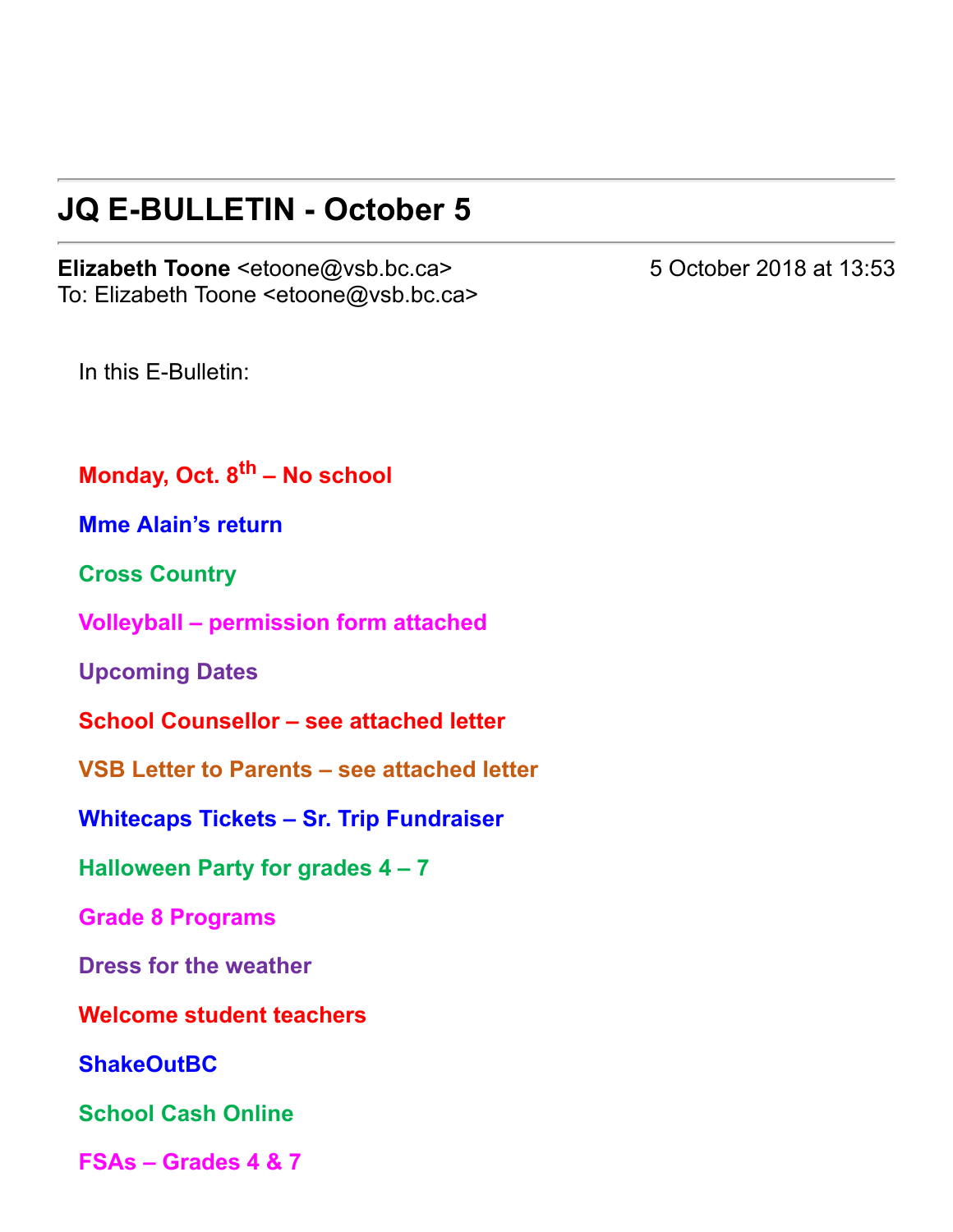# JQ E-BULLETIN - October 5

**Elizabeth Toone** <etoone@vsb.bc.ca> 5 October 2018 at 13:53
To: Elizabeth Toone <etoone@vsb.bc.ca>

In this E-Bulletin:

**Monday, Oct. 8th – No school**

**Mme Alain's return**

**Cross Country**

**Volleyball – permission form attached**

**Upcoming Dates**

**School Counsellor – see attached letter**

**VSB Letter to Parents – see attached letter**

**Whitecaps Tickets – Sr. Trip Fundraiser**

**Halloween Party for grades 4 – 7**

**Grade 8 Programs**

**Dress for the weather**

**Welcome student teachers**

**ShakeOutBC**

**School Cash Online**

**FSAs – Grades 4 & 7**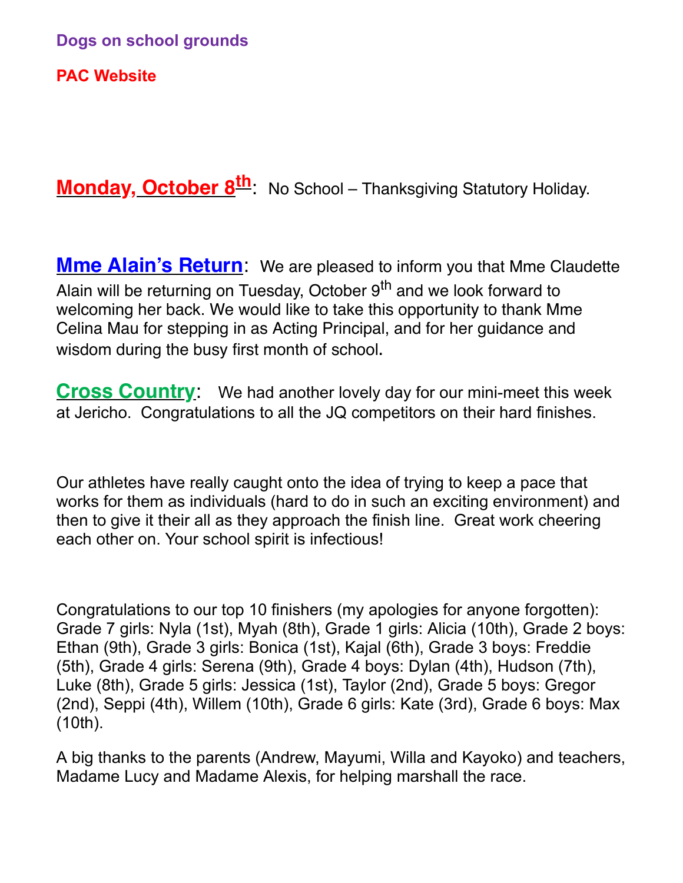**Dogs on school grounds**

**PAC Website**

**Monday, October 8th**: No School – Thanksgiving Statutory Holiday.

**Mme Alain's Return**: We are pleased to inform you that Mme Claudette Alain will be returning on Tuesday, October 9th and we look forward to welcoming her back. We would like to take this opportunity to thank Mme Celina Mau for stepping in as Acting Principal, and for her guidance and wisdom during the busy first month of school.

**Cross Country**: We had another lovely day for our mini-meet this week at Jericho. Congratulations to all the JQ competitors on their hard finishes.

Our athletes have really caught onto the idea of trying to keep a pace that works for them as individuals (hard to do in such an exciting environment) and then to give it their all as they approach the finish line. Great work cheering each other on. Your school spirit is infectious!

Congratulations to our top 10 finishers (my apologies for anyone forgotten): Grade 7 girls: Nyla (1st), Myah (8th), Grade 1 girls: Alicia (10th), Grade 2 boys: Ethan (9th), Grade 3 girls: Bonica (1st), Kajal (6th), Grade 3 boys: Freddie (5th), Grade 4 girls: Serena (9th), Grade 4 boys: Dylan (4th), Hudson (7th), Luke (8th), Grade 5 girls: Jessica (1st), Taylor (2nd), Grade 5 boys: Gregor (2nd), Seppi (4th), Willem (10th), Grade 6 girls: Kate (3rd), Grade 6 boys: Max (10th).

A big thanks to the parents (Andrew, Mayumi, Willa and Kayoko) and teachers, Madame Lucy and Madame Alexis, for helping marshall the race.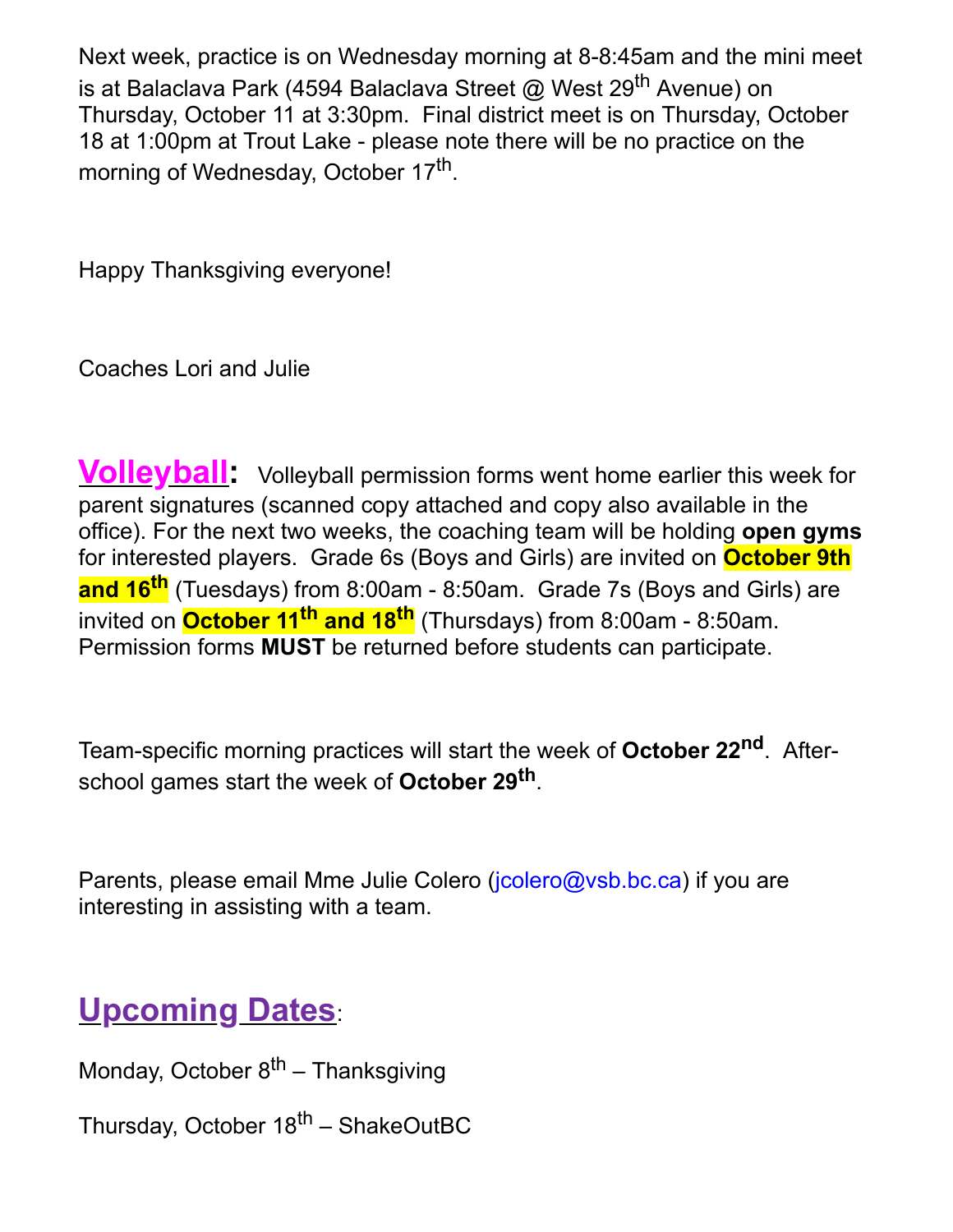Next week, practice is on Wednesday morning at 8-8:45am and the mini meet is at Balaclava Park (4594 Balaclava Street @ West 29th Avenue) on Thursday, October 11 at 3:30pm. Final district meet is on Thursday, October 18 at 1:00pm at Trout Lake - please note there will be no practice on the morning of Wednesday, October 17th.

Happy Thanksgiving everyone!

Coaches Lori and Julie

## Volleyball:

Volleyball permission forms went home earlier this week for parent signatures (scanned copy attached and copy also available in the office). For the next two weeks, the coaching team will be holding **open gyms** for interested players. Grade 6s (Boys and Girls) are invited on **October 9th and 16th** (Tuesdays) from 8:00am - 8:50am. Grade 7s (Boys and Girls) are invited on **October 11th and 18th** (Thursdays) from 8:00am - 8:50am. Permission forms **MUST** be returned before students can participate.

Team-specific morning practices will start the week of **October 22nd**. After-school games start the week of **October 29th**.

Parents, please email Mme Julie Colero (jcolero@vsb.bc.ca) if you are interesting in assisting with a team.

## Upcoming Dates:

Monday, October 8th – Thanksgiving

Thursday, October 18th – ShakeOutBC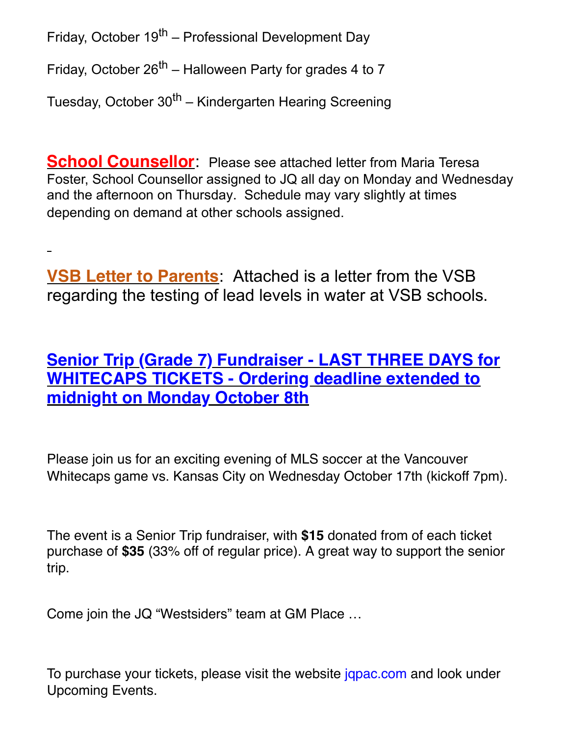Friday, October 19th – Professional Development Day

Friday, October 26th – Halloween Party for grades 4 to 7

Tuesday, October 30th – Kindergarten Hearing Screening

**School Counsellor**: Please see attached letter from Maria Teresa Foster, School Counsellor assigned to JQ all day on Monday and Wednesday and the afternoon on Thursday. Schedule may vary slightly at times depending on demand at other schools assigned.

**VSB Letter to Parents**: Attached is a letter from the VSB regarding the testing of lead levels in water at VSB schools.

## Senior Trip (Grade 7) Fundraiser - LAST THREE DAYS for WHITECAPS TICKETS - Ordering deadline extended to midnight on Monday October 8th

Please join us for an exciting evening of MLS soccer at the Vancouver Whitecaps game vs. Kansas City on Wednesday October 17th (kickoff 7pm).

The event is a Senior Trip fundraiser, with **$15** donated from of each ticket purchase of **$35** (33% off of regular price). A great way to support the senior trip.

Come join the JQ "Westsiders" team at GM Place …

To purchase your tickets, please visit the website jqpac.com and look under Upcoming Events.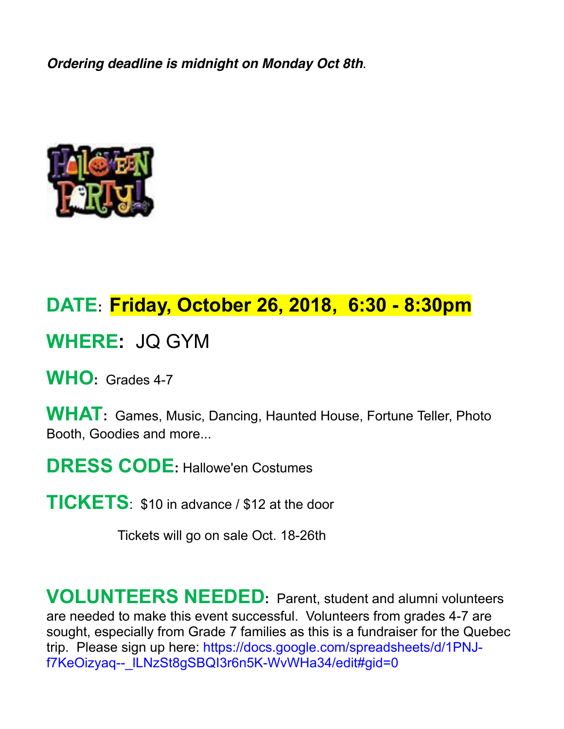***Ordering deadline is midnight on Monday Oct 8th***.

HALLOWEEN PARTY!

## DATE: **Friday, October 26, 2018, 6:30 - 8:30pm**

## WHERE: JQ GYM

## WHO: Grades 4-7

## WHAT: Games, Music, Dancing, Haunted House, Fortune Teller, Photo Booth, Goodies and more...

## DRESS CODE: Hallowe'en Costumes

## TICKETS: $10 in advance / $12 at the door

Tickets will go on sale Oct. 18-26th

## VOLUNTEERS NEEDED:

Parent, student and alumni volunteers are needed to make this event successful. Volunteers from grades 4-7 are sought, especially from Grade 7 families as this is a fundraiser for the Quebec trip. Please sign up here: https://docs.google.com/spreadsheets/d/1PNJ-f7KeOizyaq--_lLNzSt8gSBQI3r6n5K-WvWHa34/edit#gid=0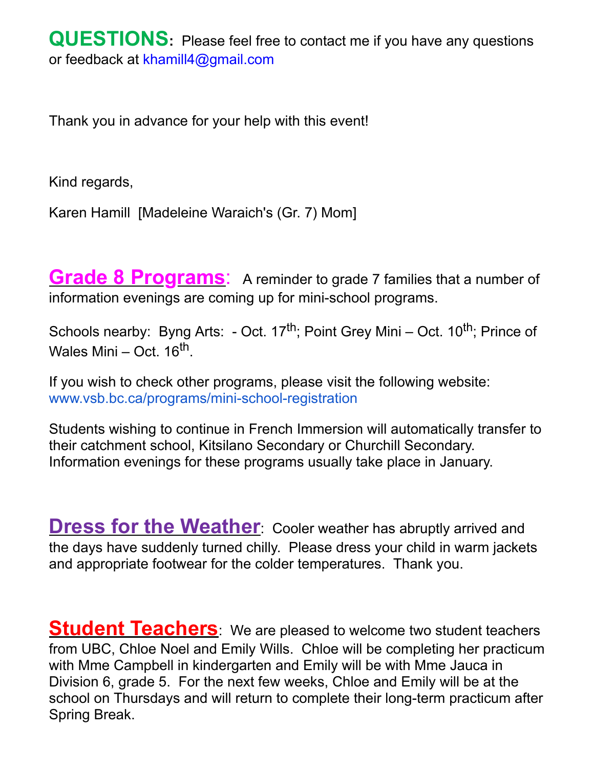**QUESTIONS:** Please feel free to contact me if you have any questions or feedback at khamill4@gmail.com

Thank you in advance for your help with this event!

Kind regards,

Karen Hamill [Madeleine Waraich's (Gr. 7) Mom]

**Grade 8 Programs**: A reminder to grade 7 families that a number of information evenings are coming up for mini-school programs.

Schools nearby: Byng Arts: - Oct. 17th; Point Grey Mini – Oct. 10th; Prince of Wales Mini – Oct. 16th.

If you wish to check other programs, please visit the following website: www.vsb.bc.ca/programs/mini-school-registration

Students wishing to continue in French Immersion will automatically transfer to their catchment school, Kitsilano Secondary or Churchill Secondary. Information evenings for these programs usually take place in January.

**Dress for the Weather**: Cooler weather has abruptly arrived and the days have suddenly turned chilly. Please dress your child in warm jackets and appropriate footwear for the colder temperatures. Thank you.

**Student Teachers**: We are pleased to welcome two student teachers from UBC, Chloe Noel and Emily Wills. Chloe will be completing her practicum with Mme Campbell in kindergarten and Emily will be with Mme Jauca in Division 6, grade 5. For the next few weeks, Chloe and Emily will be at the school on Thursdays and will return to complete their long-term practicum after Spring Break.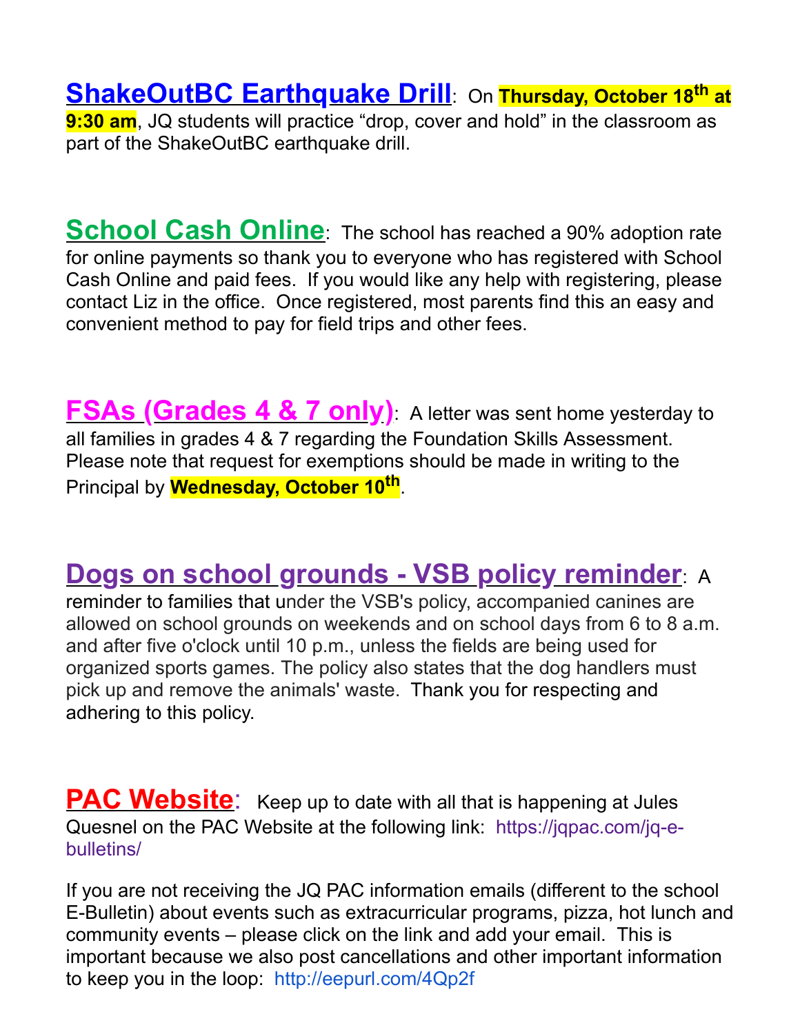**ShakeOutBC Earthquake Drill**: On **Thursday, October 18th at 9:30 am**, JQ students will practice “drop, cover and hold” in the classroom as part of the ShakeOutBC earthquake drill.

**School Cash Online**: The school has reached a 90% adoption rate for online payments so thank you to everyone who has registered with School Cash Online and paid fees. If you would like any help with registering, please contact Liz in the office. Once registered, most parents find this an easy and convenient method to pay for field trips and other fees.

**FSAs (Grades 4 & 7 only)**: A letter was sent home yesterday to all families in grades 4 & 7 regarding the Foundation Skills Assessment. Please note that request for exemptions should be made in writing to the Principal by **Wednesday, October 10th**.

**Dogs on school grounds - VSB policy reminder**: A reminder to families that under the VSB's policy, accompanied canines are allowed on school grounds on weekends and on school days from 6 to 8 a.m. and after five o'clock until 10 p.m., unless the fields are being used for organized sports games. The policy also states that the dog handlers must pick up and remove the animals' waste. Thank you for respecting and adhering to this policy.

**PAC Website**: Keep up to date with all that is happening at Jules Quesnel on the PAC Website at the following link: https://jqpac.com/jq-e-bulletins/

If you are not receiving the JQ PAC information emails (different to the school E-Bulletin) about events such as extracurricular programs, pizza, hot lunch and community events – please click on the link and add your email. This is important because we also post cancellations and other important information to keep you in the loop: http://eepurl.com/4Qp2f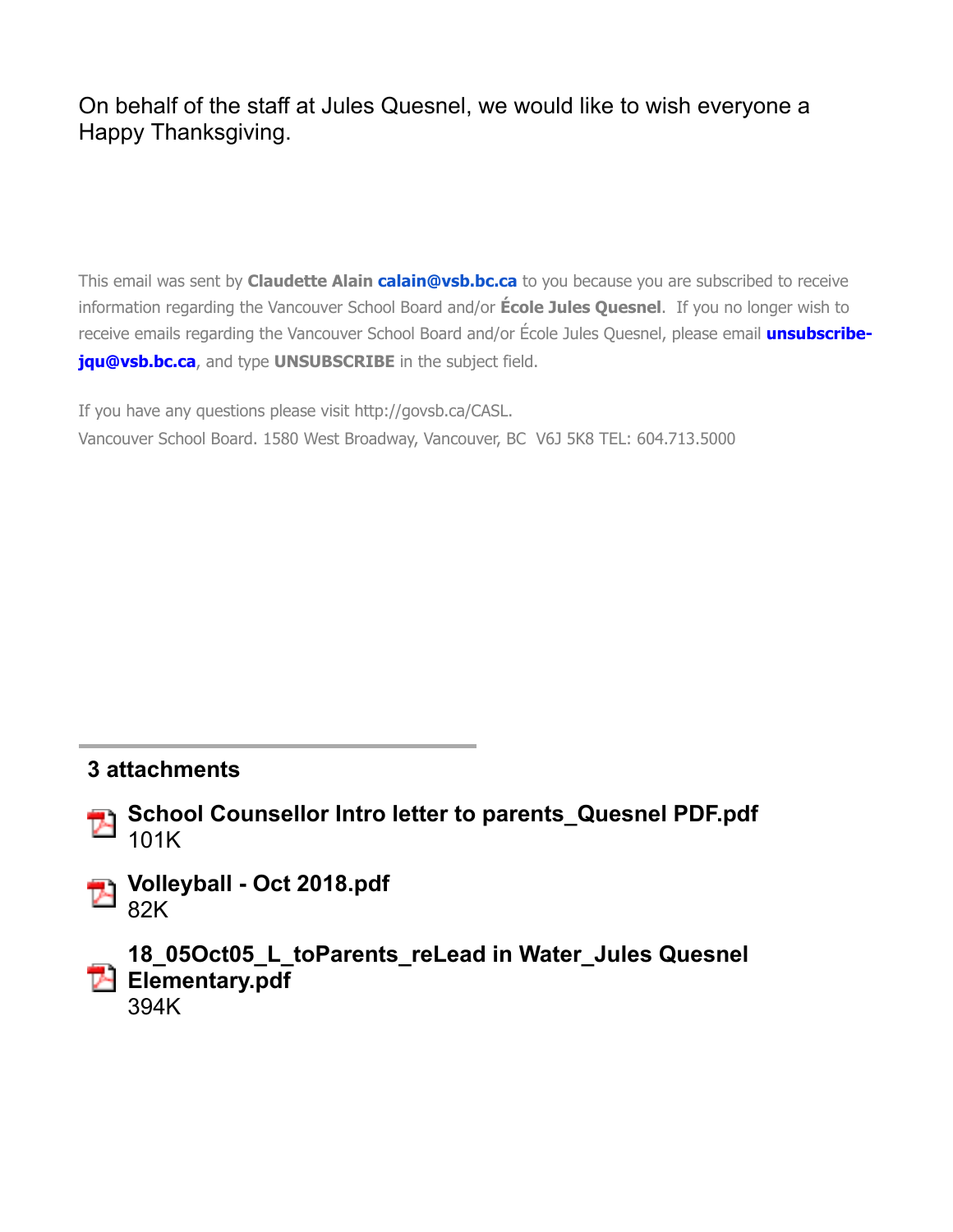On behalf of the staff at Jules Quesnel, we would like to wish everyone a Happy Thanksgiving.

This email was sent by **Claudette Alain** **calain@vsb.bc.ca** to you because you are subscribed to receive information regarding the Vancouver School Board and/or **École Jules Quesnel**. If you no longer wish to receive emails regarding the Vancouver School Board and/or École Jules Quesnel, please email **unsubscribe-jqu@vsb.bc.ca**, and type **UNSUBSCRIBE** in the subject field.

If you have any questions please visit http://govsb.ca/CASL.
Vancouver School Board. 1580 West Broadway, Vancouver, BC V6J 5K8 TEL: 604.713.5000

---

**3 attachments**

**School Counsellor Intro letter to parents_Quesnel PDF.pdf**
101K

**Volleyball - Oct 2018.pdf**
82K

**18_05Oct05_L_toParents_reLead in Water_Jules Quesnel Elementary.pdf**
394K